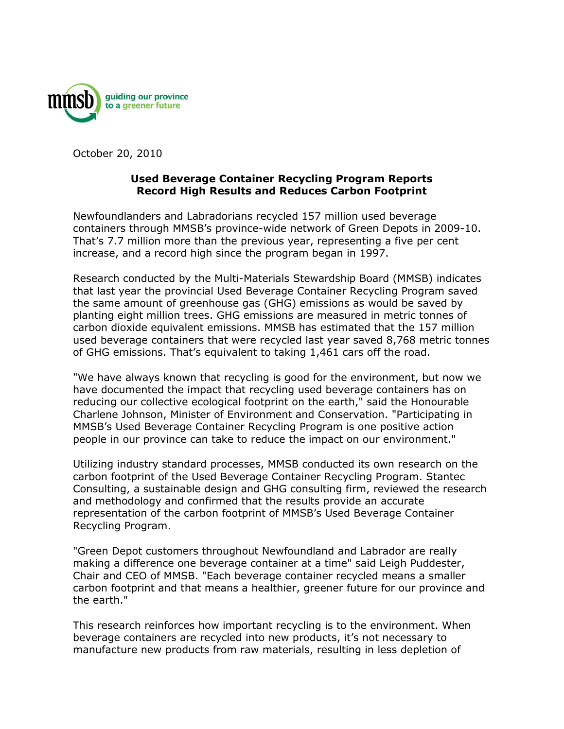mmsb guiding our province to a greener future

October 20, 2010

**Used Beverage Container Recycling Program Reports Record High Results and Reduces Carbon Footprint**

Newfoundlanders and Labradorians recycled 157 million used beverage containers through MMSB's province-wide network of Green Depots in 2009-10. That's 7.7 million more than the previous year, representing a five per cent increase, and a record high since the program began in 1997.

Research conducted by the Multi-Materials Stewardship Board (MMSB) indicates that last year the provincial Used Beverage Container Recycling Program saved the same amount of greenhouse gas (GHG) emissions as would be saved by planting eight million trees. GHG emissions are measured in metric tonnes of carbon dioxide equivalent emissions. MMSB has estimated that the 157 million used beverage containers that were recycled last year saved 8,768 metric tonnes of GHG emissions. That's equivalent to taking 1,461 cars off the road.

"We have always known that recycling is good for the environment, but now we have documented the impact that recycling used beverage containers has on reducing our collective ecological footprint on the earth," said the Honourable Charlene Johnson, Minister of Environment and Conservation. "Participating in MMSB's Used Beverage Container Recycling Program is one positive action people in our province can take to reduce the impact on our environment."

Utilizing industry standard processes, MMSB conducted its own research on the carbon footprint of the Used Beverage Container Recycling Program. Stantec Consulting, a sustainable design and GHG consulting firm, reviewed the research and methodology and confirmed that the results provide an accurate representation of the carbon footprint of MMSB's Used Beverage Container Recycling Program.

"Green Depot customers throughout Newfoundland and Labrador are really making a difference one beverage container at a time" said Leigh Puddester, Chair and CEO of MMSB. "Each beverage container recycled means a smaller carbon footprint and that means a healthier, greener future for our province and the earth."

This research reinforces how important recycling is to the environment. When beverage containers are recycled into new products, it's not necessary to manufacture new products from raw materials, resulting in less depletion of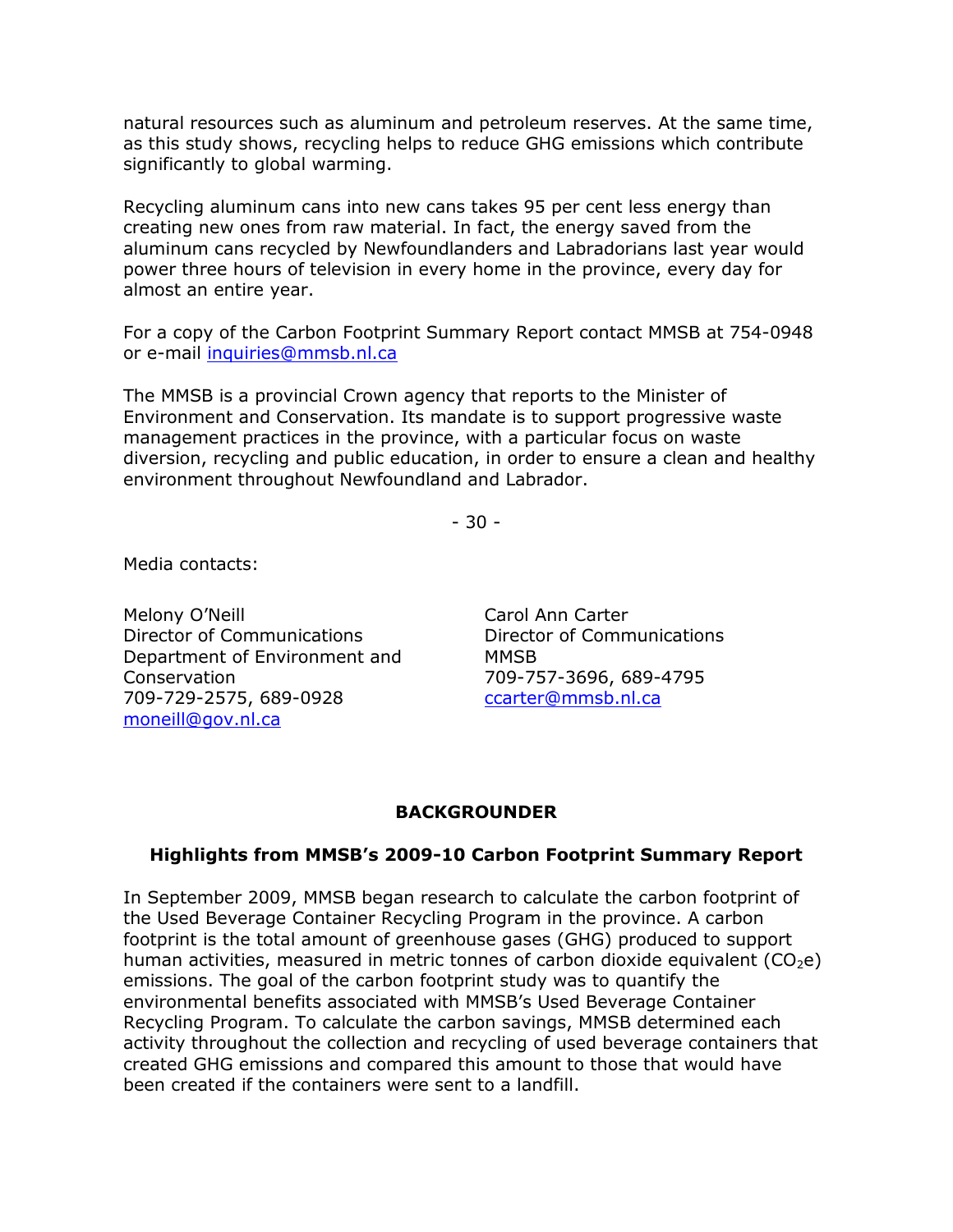natural resources such as aluminum and petroleum reserves. At the same time, as this study shows, recycling helps to reduce GHG emissions which contribute significantly to global warming.

Recycling aluminum cans into new cans takes 95 per cent less energy than creating new ones from raw material. In fact, the energy saved from the aluminum cans recycled by Newfoundlanders and Labradorians last year would power three hours of television in every home in the province, every day for almost an entire year.

For a copy of the Carbon Footprint Summary Report contact MMSB at 754-0948 or e-mail inquiries@mmsb.nl.ca

The MMSB is a provincial Crown agency that reports to the Minister of Environment and Conservation. Its mandate is to support progressive waste management practices in the province, with a particular focus on waste diversion, recycling and public education, in order to ensure a clean and healthy environment throughout Newfoundland and Labrador.

- 30 -

Media contacts:

Melony O'Neill
Director of Communications
Department of Environment and Conservation
709-729-2575, 689-0928
moneill@gov.nl.ca

Carol Ann Carter
Director of Communications
MMSB
709-757-3696, 689-4795
ccarter@mmsb.nl.ca

**BACKGROUNDER**

**Highlights from MMSB's 2009-10 Carbon Footprint Summary Report**

In September 2009, MMSB began research to calculate the carbon footprint of the Used Beverage Container Recycling Program in the province. A carbon footprint is the total amount of greenhouse gases (GHG) produced to support human activities, measured in metric tonnes of carbon dioxide equivalent ($CO_2e$) emissions. The goal of the carbon footprint study was to quantify the environmental benefits associated with MMSB's Used Beverage Container Recycling Program. To calculate the carbon savings, MMSB determined each activity throughout the collection and recycling of used beverage containers that created GHG emissions and compared this amount to those that would have been created if the containers were sent to a landfill.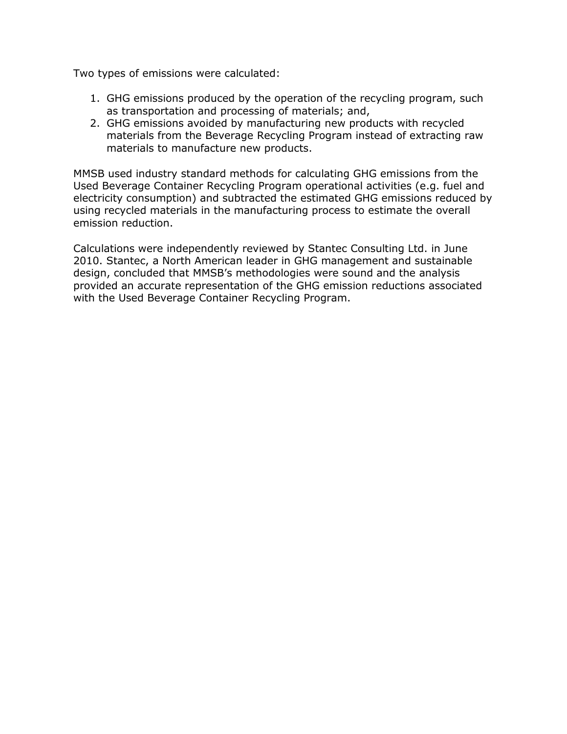Two types of emissions were calculated:

1. GHG emissions produced by the operation of the recycling program, such as transportation and processing of materials; and,
2. GHG emissions avoided by manufacturing new products with recycled materials from the Beverage Recycling Program instead of extracting raw materials to manufacture new products.

MMSB used industry standard methods for calculating GHG emissions from the Used Beverage Container Recycling Program operational activities (e.g. fuel and electricity consumption) and subtracted the estimated GHG emissions reduced by using recycled materials in the manufacturing process to estimate the overall emission reduction.

Calculations were independently reviewed by Stantec Consulting Ltd. in June 2010. Stantec, a North American leader in GHG management and sustainable design, concluded that MMSB's methodologies were sound and the analysis provided an accurate representation of the GHG emission reductions associated with the Used Beverage Container Recycling Program.